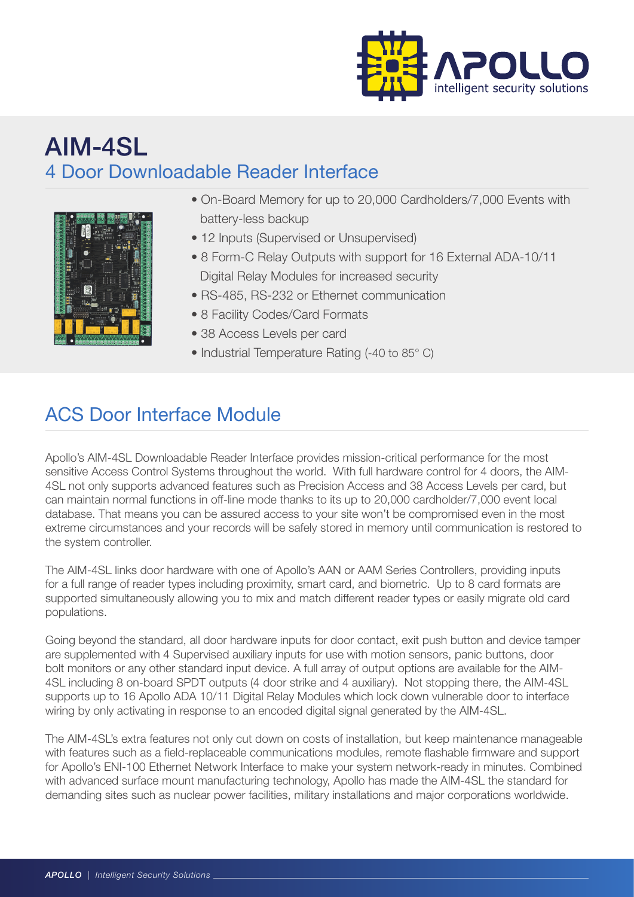# AIM-4SL

## 4 Door Downloadable Reader Interface

- On-Board Memory for up to 20,000 Cardholders/7,000 Events with battery-less backup
- 12 Inputs (Supervised or Unsupervised)
- 8 Form-C Relay Outputs with support for 16 External ADA-10/11 Digital Relay Modules for increased security
- RS-485, RS-232 or Ethernet communication
- 8 Facility Codes/Card Formats
- 38 Access Levels per card
- Industrial Temperature Rating (-40 to 85° C)

## ACS Door Interface Module

Apollo's AIM-4SL Downloadable Reader Interface provides mission-critical performance for the most sensitive Access Control Systems throughout the world. With full hardware control for 4 doors, the AIM-4SL not only supports advanced features such as Precision Access and 38 Access Levels per card, but can maintain normal functions in off-line mode thanks to its up to 20,000 cardholder/7,000 event local database. That means you can be assured access to your site won't be compromised even in the most extreme circumstances and your records will be safely stored in memory until communication is restored to the system controller.

The AIM-4SL links door hardware with one of Apollo's AAN or AAM Series Controllers, providing inputs for a full range of reader types including proximity, smart card, and biometric. Up to 8 card formats are supported simultaneously allowing you to mix and match different reader types or easily migrate old card populations.

Going beyond the standard, all door hardware inputs for door contact, exit push button and device tamper are supplemented with 4 Supervised auxiliary inputs for use with motion sensors, panic buttons, door bolt monitors or any other standard input device. A full array of output options are available for the AIM-4SL including 8 on-board SPDT outputs (4 door strike and 4 auxiliary). Not stopping there, the AIM-4SL supports up to 16 Apollo ADA 10/11 Digital Relay Modules which lock down vulnerable door to interface wiring by only activating in response to an encoded digital signal generated by the AIM-4SL.

The AIM-4SL's extra features not only cut down on costs of installation, but keep maintenance manageable with features such as a field-replaceable communications modules, remote flashable firmware and support for Apollo's ENI-100 Ethernet Network Interface to make your system network-ready in minutes. Combined with advanced surface mount manufacturing technology, Apollo has made the AIM-4SL the standard for demanding sites such as nuclear power facilities, military installations and major corporations worldwide.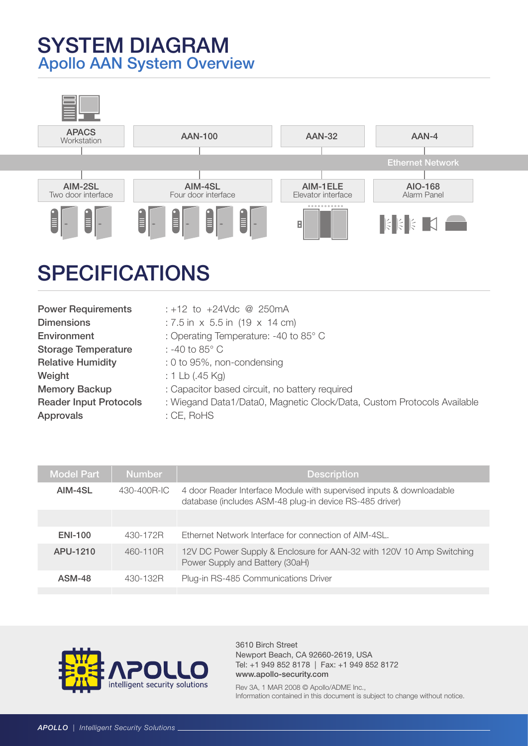# SYSTEM DIAGRAM

## Apollo AAN System Overview

APACS
Workstation

AAN-100

AAN-32

AAN-4

Ethernet Network

AIM-2SL
Two door interface

AIM-4SL
Four door interface

AIM-1ELE
Elevator interface

AIO-168
Alarm Panel

# SPECIFICATIONS

| | |
|---|---|
| **Power Requirements** | : +12 to +24Vdc @ 250mA |
| **Dimensions** | : 7.5 in x 5.5 in (19 x 14 cm) |
| **Environment** | : Operating Temperature: -40 to 85° C |
| **Storage Temperature** | : -40 to 85° C |
| **Relative Humidity** | : 0 to 95%, non-condensing |
| **Weight** | : 1 Lb (.45 Kg) |
| **Memory Backup** | : Capacitor based circuit, no battery required |
| **Reader Input Protocols** | : Wiegand Data1/Data0, Magnetic Clock/Data, Custom Protocols Available |
| **Approvals** | : CE, RoHS |

| Model Part | Number | Description |
|---|---|---|
| AIM-4SL | 430-400R-IC | 4 door Reader Interface Module with supervised inputs & downloadable database (includes ASM-48 plug-in device RS-485 driver) |
| | | |
| ENI-100 | 430-172R | Ethernet Network Interface for connection of AIM-4SL. |
| APU-1210 | 460-110R | 12V DC Power Supply & Enclosure for AAN-32 with 120V 10 Amp Switching Power Supply and Battery (30aH) |
| ASM-48 | 430-132R | Plug-in RS-485 Communications Driver |

APOLLO
intelligent security solutions

3610 Birch Street
Newport Beach, CA 92660-2619, USA
Tel: +1 949 852 8178 | Fax: +1 949 852 8172
www.apollo-security.com

Rev 3A, 1 MAR 2008 © Apollo/ADME Inc.,
Information contained in this document is subject to change without notice.